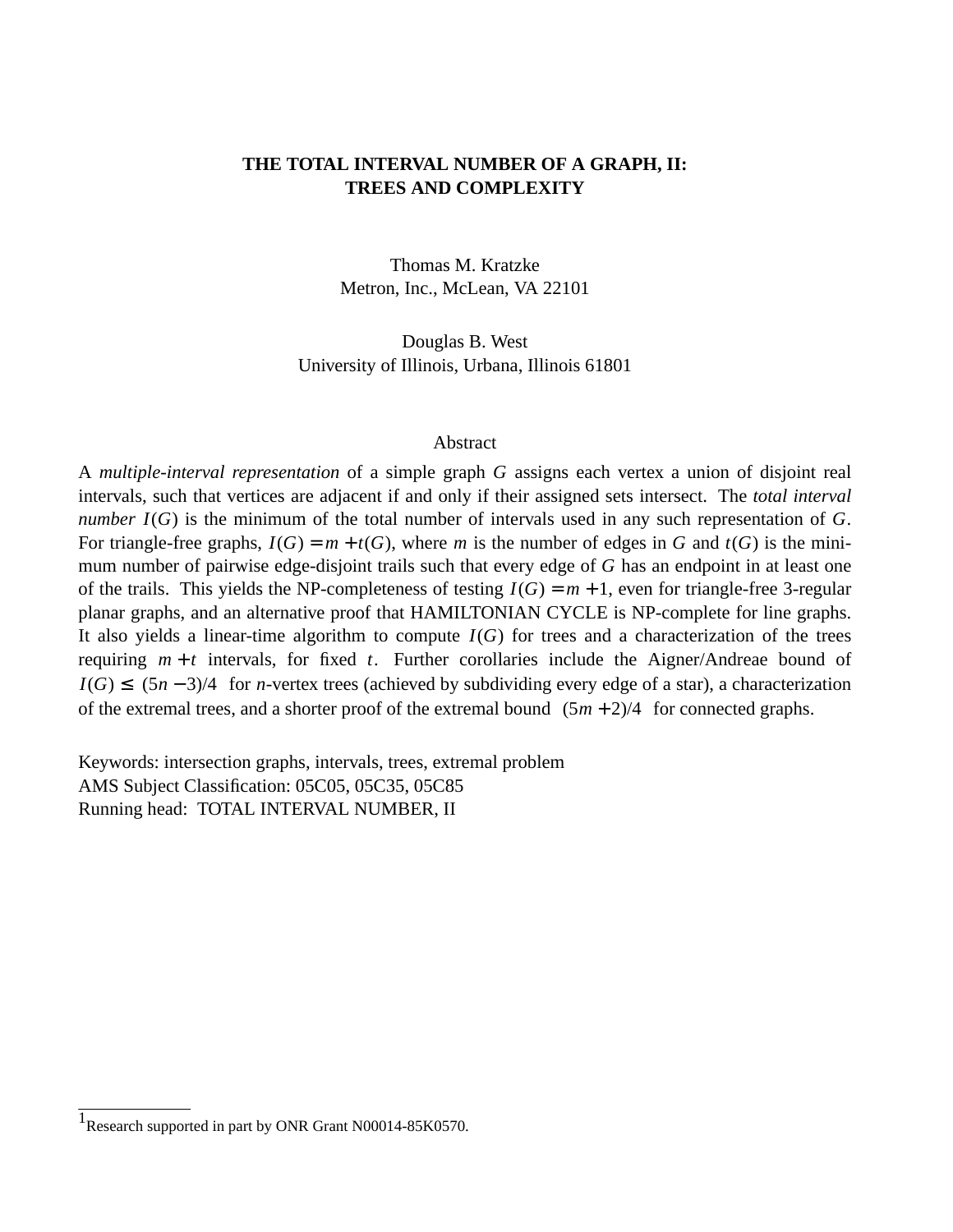# THE TOTAL INTERVAL NUMBER OF A GRAPH, II: TREES AND COMPLEXITY

Thomas M. Kratzke
Metron, Inc., McLean, VA 22101

Douglas B. West
University of Illinois, Urbana, Illinois 61801

## Abstract

A *multiple-interval representation* of a simple graph $G$ assigns each vertex a union of disjoint real intervals, such that vertices are adjacent if and only if their assigned sets intersect. The *total interval number* $I(G)$ is the minimum of the total number of intervals used in any such representation of $G$. For triangle-free graphs, $I(G) = m + t(G)$, where $m$ is the number of edges in $G$ and $t(G)$ is the minimum number of pairwise edge-disjoint trails such that every edge of $G$ has an endpoint in at least one of the trails. This yields the NP-completeness of testing $I(G) = m + 1$, even for triangle-free 3-regular planar graphs, and an alternative proof that HAMILTONIAN CYCLE is NP-complete for line graphs. It also yields a linear-time algorithm to compute $I(G)$ for trees and a characterization of the trees requiring $m + t$ intervals, for fixed $t$. Further corollaries include the Aigner/Andreae bound of $I(G) \le (5n - 3)/4$ for $n$-vertex trees (achieved by subdividing every edge of a star), a characterization of the extremal trees, and a shorter proof of the extremal bound $(5m + 2)/4$ for connected graphs.

Keywords: intersection graphs, intervals, trees, extremal problem
AMS Subject Classification: 05C05, 05C35, 05C85
Running head: TOTAL INTERVAL NUMBER, II

[1] Research supported in part by ONR Grant N00014-85K0570.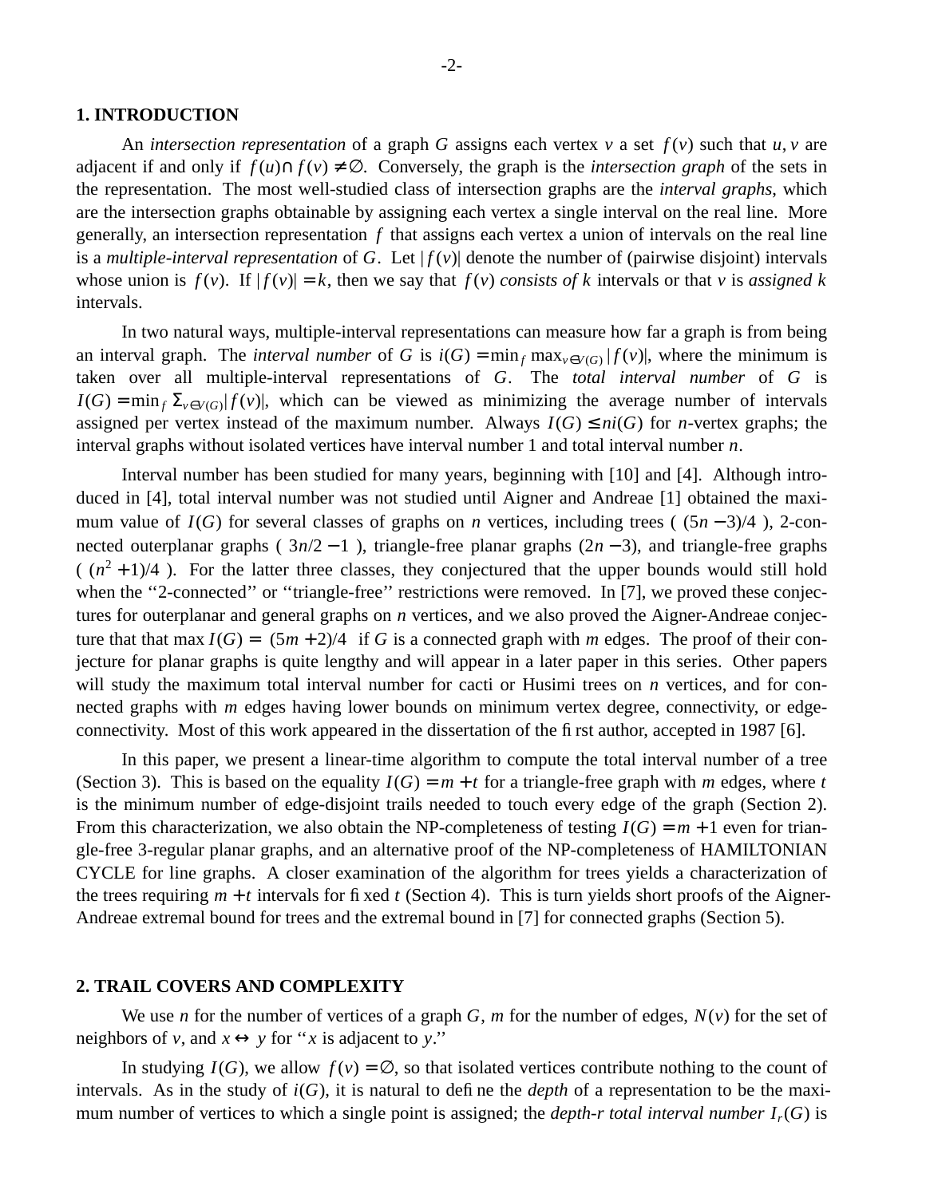## 1. INTRODUCTION

An *intersection representation* of a graph $G$ assigns each vertex $v$ a set $f(v)$ such that $u, v$ are adjacent if and only if $f(u) \cap f(v) \neq \emptyset$. Conversely, the graph is the *intersection graph* of the sets in the representation. The most well-studied class of intersection graphs are the *interval graphs*, which are the intersection graphs obtainable by assigning each vertex a single interval on the real line. More generally, an intersection representation $f$ that assigns each vertex a union of intervals on the real line is a *multiple-interval representation* of $G$. Let $|f(v)|$ denote the number of (pairwise disjoint) intervals whose union is $f(v)$. If $|f(v)| = k$, then we say that $f(v)$ *consists of k* intervals or that $v$ is *assigned k* intervals.

In two natural ways, multiple-interval representations can measure how far a graph is from being an interval graph. The *interval number* of $G$ is $i(G) = \min_f \max_{v \in V(G)} |f(v)|$, where the minimum is taken over all multiple-interval representations of $G$. The *total interval number* of $G$ is $I(G) = \min_f \sum_{v \in V(G)} |f(v)|$, which can be viewed as minimizing the average number of intervals assigned per vertex instead of the maximum number. Always $I(G) \leq ni(G)$ for $n$-vertex graphs; the interval graphs without isolated vertices have interval number 1 and total interval number $n$.

Interval number has been studied for many years, beginning with [10] and [4]. Although introduced in [4], total interval number was not studied until Aigner and Andreae [1] obtained the maximum value of $I(G)$ for several classes of graphs on $n$ vertices, including trees ( $\lfloor (5n-3)/4 \rfloor$ ), 2-connected outerplanar graphs ( $\lfloor 3n/2 - 1 \rfloor$ ), triangle-free planar graphs ($2n-3$), and triangle-free graphs ( $\lfloor (n^2+1)/4 \rfloor$ ). For the latter three classes, they conjectured that the upper bounds would still hold when the ''2-connected'' or ''triangle-free'' restrictions were removed. In [7], we proved these conjectures for outerplanar and general graphs on $n$ vertices, and we also proved the Aigner-Andreae conjecture that that $\max I(G) = \lfloor (5m+2)/4 \rfloor$ if $G$ is a connected graph with $m$ edges. The proof of their conjecture for planar graphs is quite lengthy and will appear in a later paper in this series. Other papers will study the maximum total interval number for cacti or Husimi trees on $n$ vertices, and for connected graphs with $m$ edges having lower bounds on minimum vertex degree, connectivity, or edge-connectivity. Most of this work appeared in the dissertation of the first author, accepted in 1987 [6].

In this paper, we present a linear-time algorithm to compute the total interval number of a tree (Section 3). This is based on the equality $I(G) = m + t$ for a triangle-free graph with $m$ edges, where $t$ is the minimum number of edge-disjoint trails needed to touch every edge of the graph (Section 2). From this characterization, we also obtain the NP-completeness of testing $I(G) = m + 1$ even for triangle-free 3-regular planar graphs, and an alternative proof of the NP-completeness of HAMILTONIAN CYCLE for line graphs. A closer examination of the algorithm for trees yields a characterization of the trees requiring $m + t$ intervals for fixed $t$ (Section 4). This is turn yields short proofs of the Aigner-Andreae extremal bound for trees and the extremal bound in [7] for connected graphs (Section 5).

## 2. TRAIL COVERS AND COMPLEXITY

We use $n$ for the number of vertices of a graph $G$, $m$ for the number of edges, $N(v)$ for the set of neighbors of $v$, and $x \leftrightarrow y$ for ''$x$ is adjacent to $y$.''

In studying $I(G)$, we allow $f(v) = \emptyset$, so that isolated vertices contribute nothing to the count of intervals. As in the study of $i(G)$, it is natural to define the *depth* of a representation to be the maximum number of vertices to which a single point is assigned; the *depth-r total interval number* $I_r(G)$ is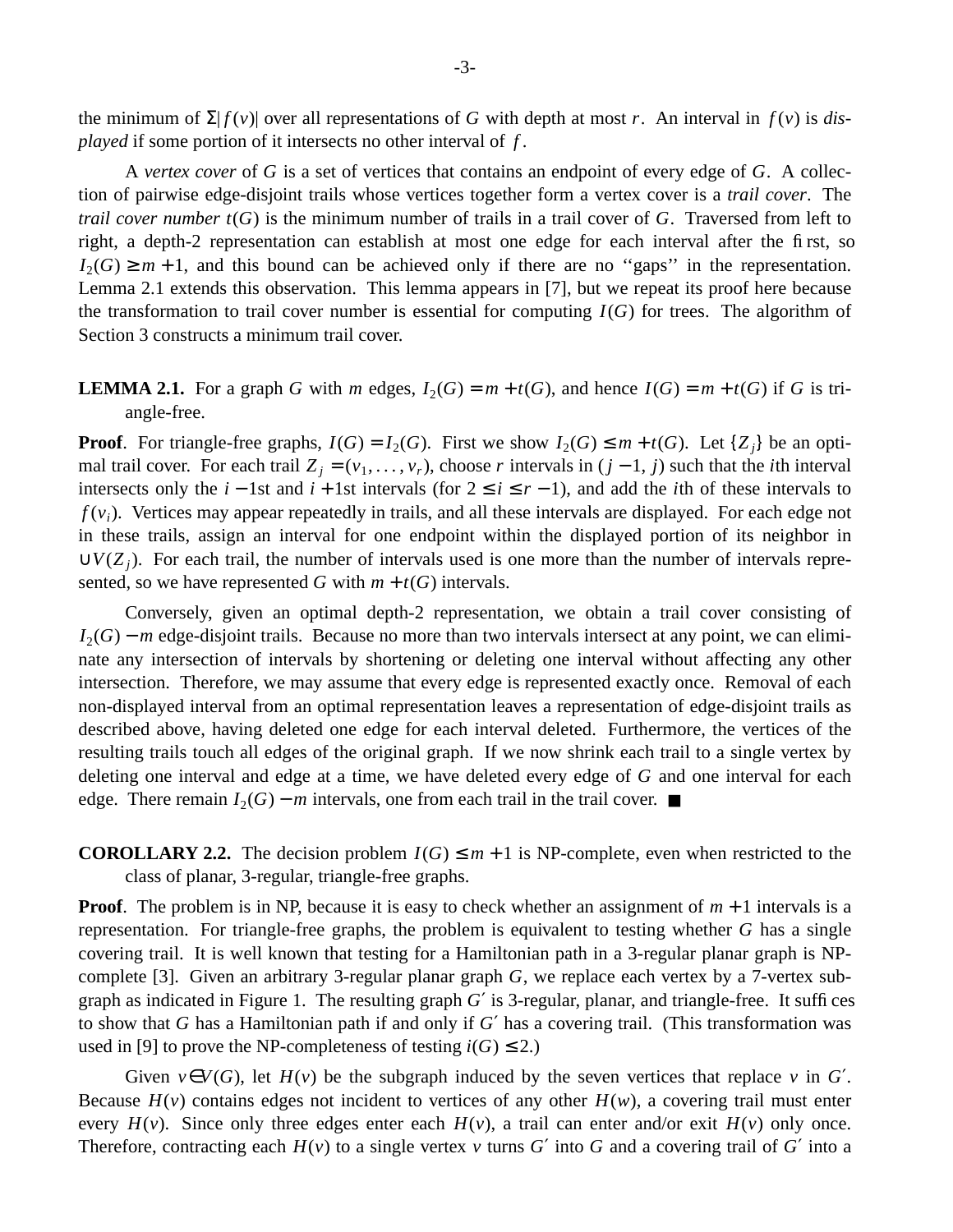the minimum of $\Sigma|f(v)|$ over all representations of $G$ with depth at most $r$. An interval in $f(v)$ is *displayed* if some portion of it intersects no other interval of $f$.

A *vertex cover* of $G$ is a set of vertices that contains an endpoint of every edge of $G$. A collection of pairwise edge-disjoint trails whose vertices together form a vertex cover is a *trail cover*. The *trail cover number* $t(G)$ is the minimum number of trails in a trail cover of $G$. Traversed from left to right, a depth-2 representation can establish at most one edge for each interval after the first, so $I_2(G) \geq m+1$, and this bound can be achieved only if there are no ''gaps'' in the representation. Lemma 2.1 extends this observation. This lemma appears in [7], but we repeat its proof here because the transformation to trail cover number is essential for computing $I(G)$ for trees. The algorithm of Section 3 constructs a minimum trail cover.

**LEMMA 2.1.** For a graph $G$ with $m$ edges, $I_2(G) = m + t(G)$, and hence $I(G) = m + t(G)$ if $G$ is triangle-free.

**Proof**. For triangle-free graphs, $I(G) = I_2(G)$. First we show $I_2(G) \leq m + t(G)$. Let $\{Z_j\}$ be an optimal trail cover. For each trail $Z_j = (v_1, \ldots, v_r)$, choose $r$ intervals in $(j-1, j)$ such that the $i$th interval intersects only the $i-1$st and $i+1$st intervals (for $2 \leq i \leq r-1$), and add the $i$th of these intervals to $f(v_i)$. Vertices may appear repeatedly in trails, and all these intervals are displayed. For each edge not in these trails, assign an interval for one endpoint within the displayed portion of its neighbor in $\cup V(Z_j)$. For each trail, the number of intervals used is one more than the number of intervals represented, so we have represented $G$ with $m + t(G)$ intervals.

Conversely, given an optimal depth-2 representation, we obtain a trail cover consisting of $I_2(G) - m$ edge-disjoint trails. Because no more than two intervals intersect at any point, we can eliminate any intersection of intervals by shortening or deleting one interval without affecting any other intersection. Therefore, we may assume that every edge is represented exactly once. Removal of each non-displayed interval from an optimal representation leaves a representation of edge-disjoint trails as described above, having deleted one edge for each interval deleted. Furthermore, the vertices of the resulting trails touch all edges of the original graph. If we now shrink each trail to a single vertex by deleting one interval and edge at a time, we have deleted every edge of $G$ and one interval for each edge. There remain $I_2(G) - m$ intervals, one from each trail in the trail cover. ■

**COROLLARY 2.2.** The decision problem $I(G) \leq m+1$ is NP-complete, even when restricted to the class of planar, 3-regular, triangle-free graphs.

**Proof**. The problem is in NP, because it is easy to check whether an assignment of $m+1$ intervals is a representation. For triangle-free graphs, the problem is equivalent to testing whether $G$ has a single covering trail. It is well known that testing for a Hamiltonian path in a 3-regular planar graph is NP-complete [3]. Given an arbitrary 3-regular planar graph $G$, we replace each vertex by a 7-vertex subgraph as indicated in Figure 1. The resulting graph $G'$ is 3-regular, planar, and triangle-free. It suffices to show that $G$ has a Hamiltonian path if and only if $G'$ has a covering trail. (This transformation was used in [9] to prove the NP-completeness of testing $i(G) \leq 2$.)

Given $v \in V(G)$, let $H(v)$ be the subgraph induced by the seven vertices that replace $v$ in $G'$. Because $H(v)$ contains edges not incident to vertices of any other $H(w)$, a covering trail must enter every $H(v)$. Since only three edges enter each $H(v)$, a trail can enter and/or exit $H(v)$ only once. Therefore, contracting each $H(v)$ to a single vertex $v$ turns $G'$ into $G$ and a covering trail of $G'$ into a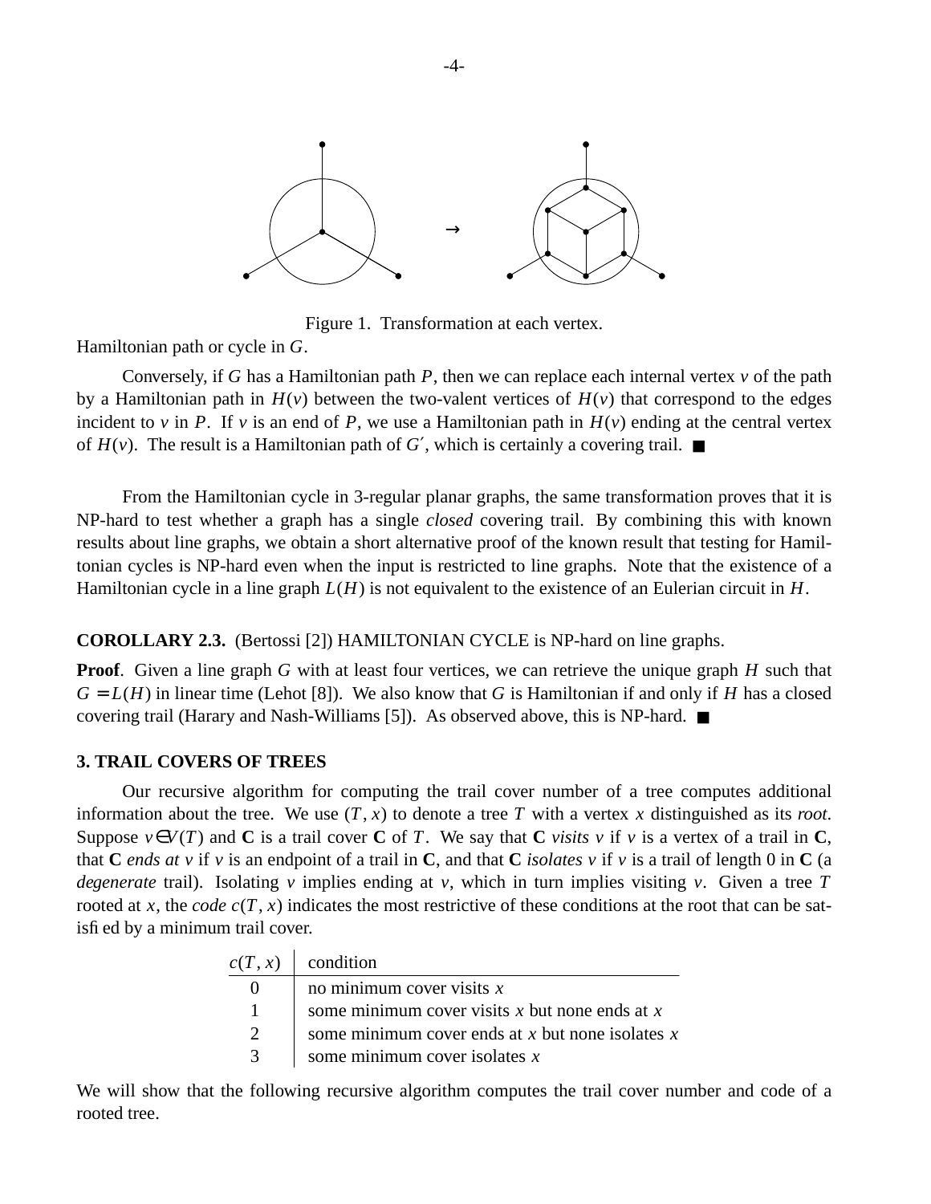Figure 1. Transformation at each vertex.

Hamiltonian path or cycle in $G$.

Conversely, if $G$ has a Hamiltonian path $P$, then we can replace each internal vertex $v$ of the path by a Hamiltonian path in $H(v)$ between the two-valent vertices of $H(v)$ that correspond to the edges incident to $v$ in $P$. If $v$ is an end of $P$, we use a Hamiltonian path in $H(v)$ ending at the central vertex of $H(v)$. The result is a Hamiltonian path of $G'$, which is certainly a covering trail. ■

From the Hamiltonian cycle in 3-regular planar graphs, the same transformation proves that it is NP-hard to test whether a graph has a single *closed* covering trail. By combining this with known results about line graphs, we obtain a short alternative proof of the known result that testing for Hamiltonian cycles is NP-hard even when the input is restricted to line graphs. Note that the existence of a Hamiltonian cycle in a line graph $L(H)$ is not equivalent to the existence of an Eulerian circuit in $H$.

**COROLLARY 2.3.** (Bertossi [2]) HAMILTONIAN CYCLE is NP-hard on line graphs.

**Proof**. Given a line graph $G$ with at least four vertices, we can retrieve the unique graph $H$ such that $G = L(H)$ in linear time (Lehot [8]). We also know that $G$ is Hamiltonian if and only if $H$ has a closed covering trail (Harary and Nash-Williams [5]). As observed above, this is NP-hard. ■

## 3. TRAIL COVERS OF TREES

Our recursive algorithm for computing the trail cover number of a tree computes additional information about the tree. We use $(T, x)$ to denote a tree $T$ with a vertex $x$ distinguished as its *root*. Suppose $v \in V(T)$ and **C** is a trail cover **C** of $T$. We say that **C** *visits* $v$ if $v$ is a vertex of a trail in **C**, that **C** *ends at* $v$ if $v$ is an endpoint of a trail in **C**, and that **C** *isolates* $v$ if $v$ is a trail of length 0 in **C** (a *degenerate* trail). Isolating $v$ implies ending at $v$, which in turn implies visiting $v$. Given a tree $T$ rooted at $x$, the *code* $c(T, x)$ indicates the most restrictive of these conditions at the root that can be satisfied by a minimum trail cover.

| $c(T, x)$ | condition |
|---|---|
| 0 | no minimum cover visits $x$ |
| 1 | some minimum cover visits $x$ but none ends at $x$ |
| 2 | some minimum cover ends at $x$ but none isolates $x$ |
| 3 | some minimum cover isolates $x$ |

We will show that the following recursive algorithm computes the trail cover number and code of a rooted tree.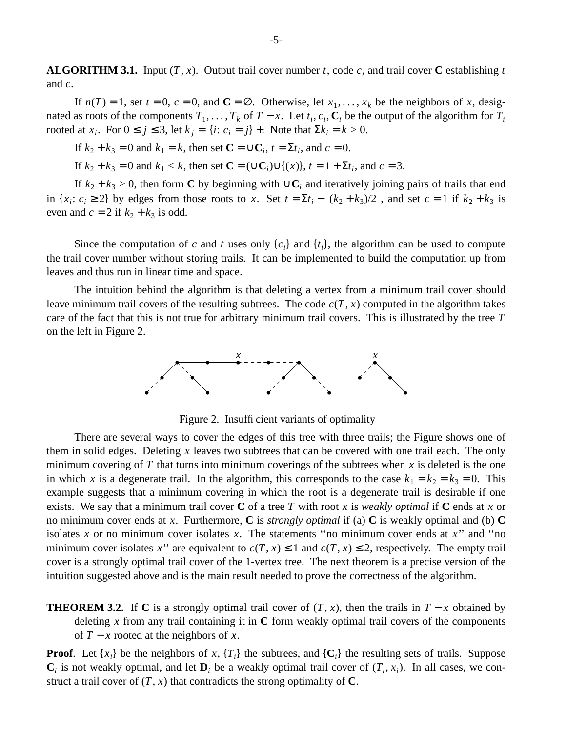**ALGORITHM 3.1.** Input $(T, x)$. Output trail cover number $t$, code $c$, and trail cover **C** establishing $t$ and $c$.

If $n(T) = 1$, set $t = 0$, $c = 0$, and $\mathbf{C} = \emptyset$. Otherwise, let $x_1, \ldots, x_k$ be the neighbors of $x$, designated as roots of the components $T_1, \ldots, T_k$ of $T - x$. Let $t_i, c_i, \mathbf{C}_i$ be the output of the algorithm for $T_i$ rooted at $x_i$. For $0 \le j \le 3$, let $k_j = |\{i\colon c_i = j\}|$. Note that $\Sigma k_i = k > 0$.

If $k_2 + k_3 = 0$ and $k_1 = k$, then set $\mathbf{C} = \cup \mathbf{C}_i$, $t = \Sigma t_i$, and $c = 0$.

If $k_2 + k_3 = 0$ and $k_1 < k$, then set $\mathbf{C} = (\cup \mathbf{C}_i) \cup \{(x)\}$, $t = 1 + \Sigma t_i$, and $c = 3$.

If $k_2 + k_3 > 0$, then form **C** by beginning with $\cup \mathbf{C}_i$ and iteratively joining pairs of trails that end in $\{x_i\colon c_i \ge 2\}$ by edges from those roots to $x$. Set $t = \Sigma t_i - \lfloor (k_2 + k_3)/2 \rfloor$, and set $c = 1$ if $k_2 + k_3$ is even and $c = 2$ if $k_2 + k_3$ is odd.

Since the computation of $c$ and $t$ uses only $\{c_i\}$ and $\{t_i\}$, the algorithm can be used to compute the trail cover number without storing trails. It can be implemented to build the computation up from leaves and thus run in linear time and space.

The intuition behind the algorithm is that deleting a vertex from a minimum trail cover should leave minimum trail covers of the resulting subtrees. The code $c(T, x)$ computed in the algorithm takes care of the fact that this is not true for arbitrary minimum trail covers. This is illustrated by the tree $T$ on the left in Figure 2.

Figure 2. Insufficient variants of optimality

There are several ways to cover the edges of this tree with three trails; the Figure shows one of them in solid edges. Deleting $x$ leaves two subtrees that can be covered with one trail each. The only minimum covering of $T$ that turns into minimum coverings of the subtrees when $x$ is deleted is the one in which $x$ is a degenerate trail. In the algorithm, this corresponds to the case $k_1 = k_2 = k_3 = 0$. This example suggests that a minimum covering in which the root is a degenerate trail is desirable if one exists. We say that a minimum trail cover **C** of a tree $T$ with root $x$ is *weakly optimal* if **C** ends at $x$ or no minimum cover ends at $x$. Furthermore, **C** is *strongly optimal* if (a) **C** is weakly optimal and (b) **C** isolates $x$ or no minimum cover isolates $x$. The statements "no minimum cover ends at $x$" and "no minimum cover isolates $x$" are equivalent to $c(T, x) \le 1$ and $c(T, x) \le 2$, respectively. The empty trail cover is a strongly optimal trail cover of the 1-vertex tree. The next theorem is a precise version of the intuition suggested above and is the main result needed to prove the correctness of the algorithm.

**THEOREM 3.2.** If **C** is a strongly optimal trail cover of $(T, x)$, then the trails in $T - x$ obtained by deleting $x$ from any trail containing it in **C** form weakly optimal trail covers of the components of $T - x$ rooted at the neighbors of $x$.

**Proof**. Let $\{x_i\}$ be the neighbors of $x$, $\{T_i\}$ the subtrees, and $\{\mathbf{C}_i\}$ the resulting sets of trails. Suppose $\mathbf{C}_i$ is not weakly optimal, and let $\mathbf{D}_i$ be a weakly optimal trail cover of $(T_i, x_i)$. In all cases, we construct a trail cover of $(T, x)$ that contradicts the strong optimality of **C**.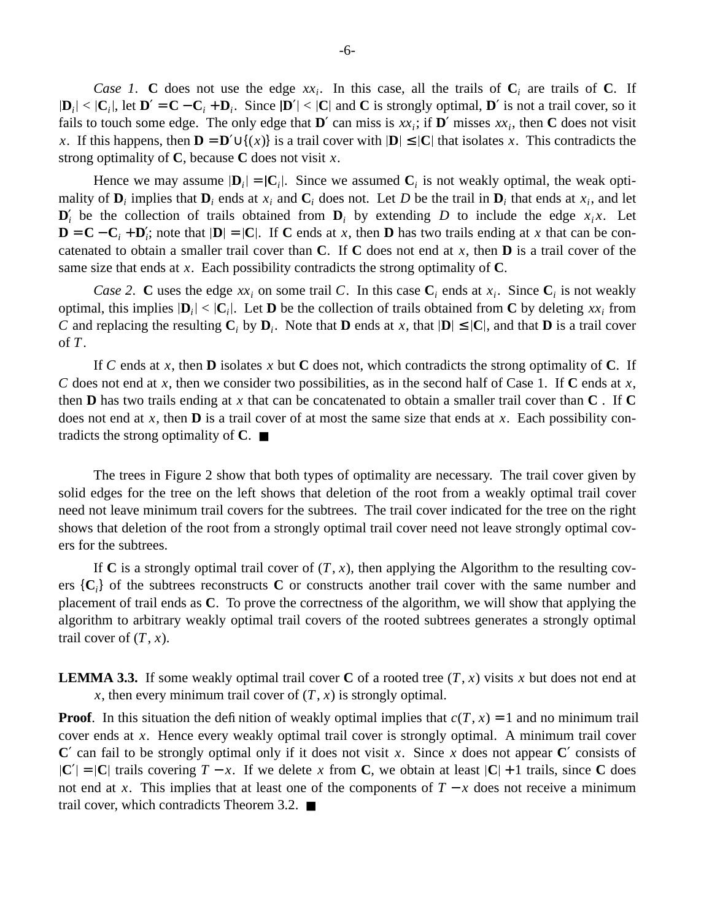*Case 1*. $\mathbf{C}$ does not use the edge $xx_i$. In this case, all the trails of $\mathbf{C}_i$ are trails of $\mathbf{C}$. If $|\mathbf{D}_i| < |\mathbf{C}_i|$, let $\mathbf{D}' = \mathbf{C} - \mathbf{C}_i + \mathbf{D}_i$. Since $|\mathbf{D}'| < |\mathbf{C}|$ and $\mathbf{C}$ is strongly optimal, $\mathbf{D}'$ is not a trail cover, so it fails to touch some edge. The only edge that $\mathbf{D}'$ can miss is $xx_i$; if $\mathbf{D}'$ misses $xx_i$, then $\mathbf{C}$ does not visit $x$. If this happens, then $\mathbf{D} = \mathbf{D}' \cup \{(x)\}$ is a trail cover with $|\mathbf{D}| \le |\mathbf{C}|$ that isolates $x$. This contradicts the strong optimality of $\mathbf{C}$, because $\mathbf{C}$ does not visit $x$.

Hence we may assume $|\mathbf{D}_i| = |\mathbf{C}_i|$. Since we assumed $\mathbf{C}_i$ is not weakly optimal, the weak optimality of $\mathbf{D}_i$ implies that $\mathbf{D}_i$ ends at $x_i$ and $\mathbf{C}_i$ does not. Let $D$ be the trail in $\mathbf{D}_i$ that ends at $x_i$, and let $\mathbf{D}_i'$ be the collection of trails obtained from $\mathbf{D}_i$ by extending $D$ to include the edge $x_i x$. Let $\mathbf{D} = \mathbf{C} - \mathbf{C}_i + \mathbf{D}_i'$; note that $|\mathbf{D}| = |\mathbf{C}|$. If $\mathbf{C}$ ends at $x$, then $\mathbf{D}$ has two trails ending at $x$ that can be concatenated to obtain a smaller trail cover than $\mathbf{C}$. If $\mathbf{C}$ does not end at $x$, then $\mathbf{D}$ is a trail cover of the same size that ends at $x$. Each possibility contradicts the strong optimality of $\mathbf{C}$.

*Case 2*. $\mathbf{C}$ uses the edge $xx_i$ on some trail $C$. In this case $\mathbf{C}_i$ ends at $x_i$. Since $\mathbf{C}_i$ is not weakly optimal, this implies $|\mathbf{D}_i| < |\mathbf{C}_i|$. Let $\mathbf{D}$ be the collection of trails obtained from $\mathbf{C}$ by deleting $xx_i$ from $C$ and replacing the resulting $\mathbf{C}_i$ by $\mathbf{D}_i$. Note that $\mathbf{D}$ ends at $x$, that $|\mathbf{D}| \le |\mathbf{C}|$, and that $\mathbf{D}$ is a trail cover of $T$.

If $C$ ends at $x$, then $\mathbf{D}$ isolates $x$ but $\mathbf{C}$ does not, which contradicts the strong optimality of $\mathbf{C}$. If $C$ does not end at $x$, then we consider two possibilities, as in the second half of Case 1. If $\mathbf{C}$ ends at $x$, then $\mathbf{D}$ has two trails ending at $x$ that can be concatenated to obtain a smaller trail cover than $\mathbf{C}$ . If $\mathbf{C}$ does not end at $x$, then $\mathbf{D}$ is a trail cover of at most the same size that ends at $x$. Each possibility contradicts the strong optimality of $\mathbf{C}$. ■

The trees in Figure 2 show that both types of optimality are necessary. The trail cover given by solid edges for the tree on the left shows that deletion of the root from a weakly optimal trail cover need not leave minimum trail covers for the subtrees. The trail cover indicated for the tree on the right shows that deletion of the root from a strongly optimal trail cover need not leave strongly optimal covers for the subtrees.

If $\mathbf{C}$ is a strongly optimal trail cover of $(T, x)$, then applying the Algorithm to the resulting covers $\{\mathbf{C}_i\}$ of the subtrees reconstructs $\mathbf{C}$ or constructs another trail cover with the same number and placement of trail ends as $\mathbf{C}$. To prove the correctness of the algorithm, we will show that applying the algorithm to arbitrary weakly optimal trail covers of the rooted subtrees generates a strongly optimal trail cover of $(T, x)$.

**LEMMA 3.3.** If some weakly optimal trail cover $\mathbf{C}$ of a rooted tree $(T, x)$ visits $x$ but does not end at $x$, then every minimum trail cover of $(T, x)$ is strongly optimal.

**Proof**. In this situation the definition of weakly optimal implies that $c(T, x) = 1$ and no minimum trail cover ends at $x$. Hence every weakly optimal trail cover is strongly optimal. A minimum trail cover $\mathbf{C}'$ can fail to be strongly optimal only if it does not visit $x$. Since $x$ does not appear $\mathbf{C}'$ consists of $|\mathbf{C}'| = |\mathbf{C}|$ trails covering $T - x$. If we delete $x$ from $\mathbf{C}$, we obtain at least $|\mathbf{C}| + 1$ trails, since $\mathbf{C}$ does not end at $x$. This implies that at least one of the components of $T - x$ does not receive a minimum trail cover, which contradicts Theorem 3.2. ■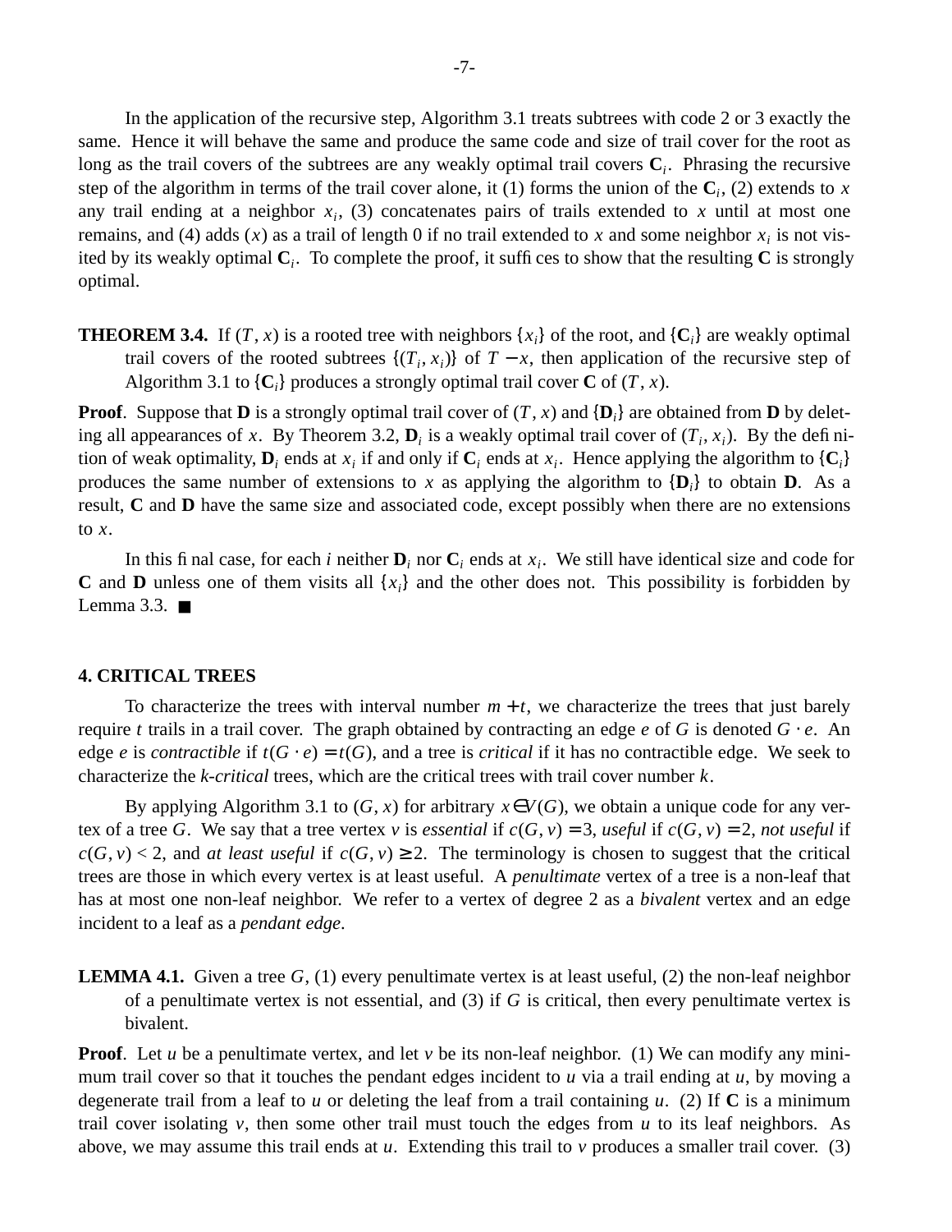In the application of the recursive step, Algorithm 3.1 treats subtrees with code 2 or 3 exactly the same. Hence it will behave the same and produce the same code and size of trail cover for the root as long as the trail covers of the subtrees are any weakly optimal trail covers $\mathbf{C}_i$. Phrasing the recursive step of the algorithm in terms of the trail cover alone, it (1) forms the union of the $\mathbf{C}_i$, (2) extends to $x$ any trail ending at a neighbor $x_i$, (3) concatenates pairs of trails extended to $x$ until at most one remains, and (4) adds $(x)$ as a trail of length 0 if no trail extended to $x$ and some neighbor $x_i$ is not visited by its weakly optimal $\mathbf{C}_i$. To complete the proof, it suffices to show that the resulting $\mathbf{C}$ is strongly optimal.

**THEOREM 3.4.** If $(T, x)$ is a rooted tree with neighbors $\{x_i\}$ of the root, and $\{\mathbf{C}_i\}$ are weakly optimal trail covers of the rooted subtrees $\{(T_i, x_i)\}$ of $T - x$, then application of the recursive step of Algorithm 3.1 to $\{\mathbf{C}_i\}$ produces a strongly optimal trail cover $\mathbf{C}$ of $(T, x)$.

**Proof**. Suppose that $\mathbf{D}$ is a strongly optimal trail cover of $(T, x)$ and $\{\mathbf{D}_i\}$ are obtained from $\mathbf{D}$ by deleting all appearances of $x$. By Theorem 3.2, $\mathbf{D}_i$ is a weakly optimal trail cover of $(T_i, x_i)$. By the definition of weak optimality, $\mathbf{D}_i$ ends at $x_i$ if and only if $\mathbf{C}_i$ ends at $x_i$. Hence applying the algorithm to $\{\mathbf{C}_i\}$ produces the same number of extensions to $x$ as applying the algorithm to $\{\mathbf{D}_i\}$ to obtain $\mathbf{D}$. As a result, $\mathbf{C}$ and $\mathbf{D}$ have the same size and associated code, except possibly when there are no extensions to $x$.

In this final case, for each $i$ neither $\mathbf{D}_i$ nor $\mathbf{C}_i$ ends at $x_i$. We still have identical size and code for $\mathbf{C}$ and $\mathbf{D}$ unless one of them visits all $\{x_i\}$ and the other does not. This possibility is forbidden by Lemma 3.3. ∎

## 4. CRITICAL TREES

To characterize the trees with interval number $m + t$, we characterize the trees that just barely require $t$ trails in a trail cover. The graph obtained by contracting an edge $e$ of $G$ is denoted $G \cdot e$. An edge $e$ is *contractible* if $t(G \cdot e) = t(G)$, and a tree is *critical* if it has no contractible edge. We seek to characterize the *k-critical* trees, which are the critical trees with trail cover number $k$.

By applying Algorithm 3.1 to $(G, x)$ for arbitrary $x \in V(G)$, we obtain a unique code for any vertex of a tree $G$. We say that a tree vertex $v$ is *essential* if $c(G, v) = 3$, *useful* if $c(G, v) = 2$, *not useful* if $c(G, v) < 2$, and *at least useful* if $c(G, v) \geq 2$. The terminology is chosen to suggest that the critical trees are those in which every vertex is at least useful. A *penultimate* vertex of a tree is a non-leaf that has at most one non-leaf neighbor. We refer to a vertex of degree 2 as a *bivalent* vertex and an edge incident to a leaf as a *pendant edge*.

**LEMMA 4.1.** Given a tree $G$, (1) every penultimate vertex is at least useful, (2) the non-leaf neighbor of a penultimate vertex is not essential, and (3) if $G$ is critical, then every penultimate vertex is bivalent.

**Proof**. Let $u$ be a penultimate vertex, and let $v$ be its non-leaf neighbor. (1) We can modify any minimum trail cover so that it touches the pendant edges incident to $u$ via a trail ending at $u$, by moving a degenerate trail from a leaf to $u$ or deleting the leaf from a trail containing $u$. (2) If $\mathbf{C}$ is a minimum trail cover isolating $v$, then some other trail must touch the edges from $u$ to its leaf neighbors. As above, we may assume this trail ends at $u$. Extending this trail to $v$ produces a smaller trail cover. (3)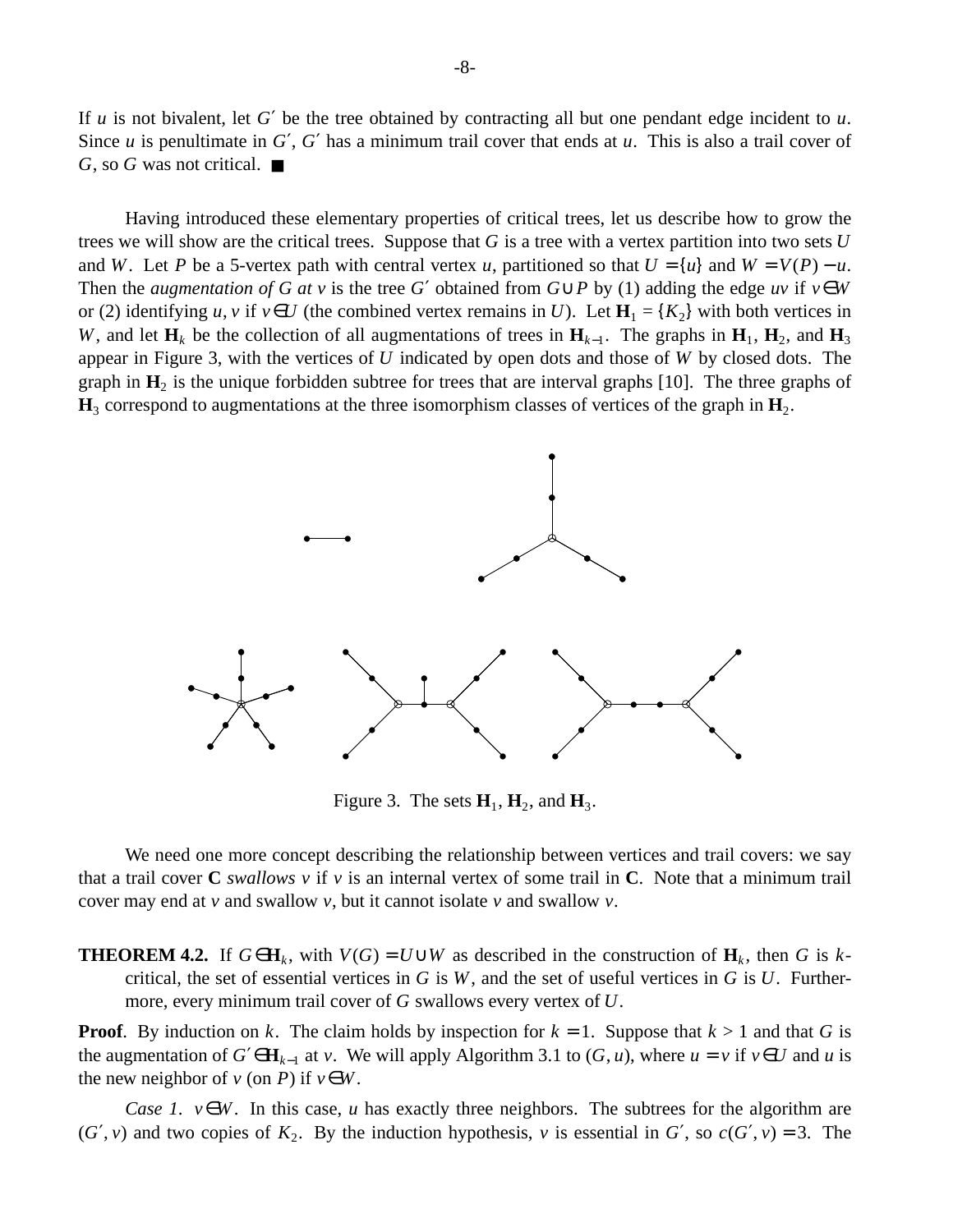If $u$ is not bivalent, let $G'$ be the tree obtained by contracting all but one pendant edge incident to $u$. Since $u$ is penultimate in $G'$, $G'$ has a minimum trail cover that ends at $u$. This is also a trail cover of $G$, so $G$ was not critical. ■

Having introduced these elementary properties of critical trees, let us describe how to grow the trees we will show are the critical trees. Suppose that $G$ is a tree with a vertex partition into two sets $U$ and $W$. Let $P$ be a 5-vertex path with central vertex $u$, partitioned so that $U = \{u\}$ and $W = V(P) - u$. Then the *augmentation of G at v* is the tree $G'$ obtained from $G \cup P$ by (1) adding the edge $uv$ if $v \in W$ or (2) identifying $u, v$ if $v \in U$ (the combined vertex remains in $U$). Let $\mathbf{H}_1 = \{K_2\}$ with both vertices in $W$, and let $\mathbf{H}_k$ be the collection of all augmentations of trees in $\mathbf{H}_{k-1}$. The graphs in $\mathbf{H}_1$, $\mathbf{H}_2$, and $\mathbf{H}_3$ appear in Figure 3, with the vertices of $U$ indicated by open dots and those of $W$ by closed dots. The graph in $\mathbf{H}_2$ is the unique forbidden subtree for trees that are interval graphs [10]. The three graphs of $\mathbf{H}_3$ correspond to augmentations at the three isomorphism classes of vertices of the graph in $\mathbf{H}_2$.

Figure 3. The sets $\mathbf{H}_1$, $\mathbf{H}_2$, and $\mathbf{H}_3$.

We need one more concept describing the relationship between vertices and trail covers: we say that a trail cover $\mathbf{C}$ *swallows v* if $v$ is an internal vertex of some trail in $\mathbf{C}$. Note that a minimum trail cover may end at $v$ and swallow $v$, but it cannot isolate $v$ and swallow $v$.

**THEOREM 4.2.** If $G \in \mathbf{H}_k$, with $V(G) = U \cup W$ as described in the construction of $\mathbf{H}_k$, then $G$ is $k$-critical, the set of essential vertices in $G$ is $W$, and the set of useful vertices in $G$ is $U$. Furthermore, every minimum trail cover of $G$ swallows every vertex of $U$.

**Proof**. By induction on $k$. The claim holds by inspection for $k = 1$. Suppose that $k > 1$ and that $G$ is the augmentation of $G' \in \mathbf{H}_{k-1}$ at $v$. We will apply Algorithm 3.1 to $(G, u)$, where $u = v$ if $v \in U$ and $u$ is the new neighbor of $v$ (on $P$) if $v \in W$.

*Case 1.* $v \in W$. In this case, $u$ has exactly three neighbors. The subtrees for the algorithm are $(G', v)$ and two copies of $K_2$. By the induction hypothesis, $v$ is essential in $G'$, so $c(G', v) = 3$. The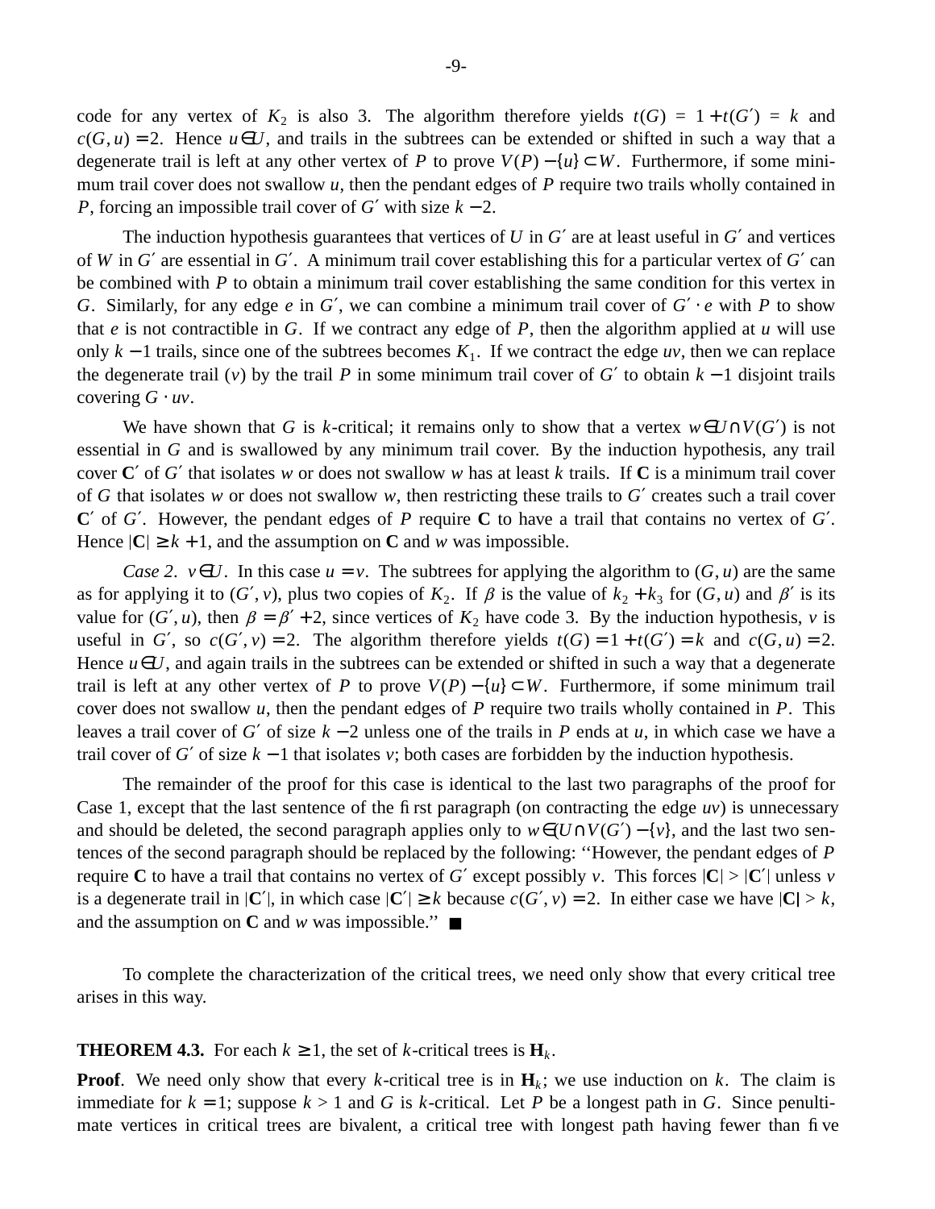code for any vertex of $K_2$ is also 3. The algorithm therefore yields $t(G) = 1 + t(G') = k$ and $c(G,u) = 2$. Hence $u \in U$, and trails in the subtrees can be extended or shifted in such a way that a degenerate trail is left at any other vertex of $P$ to prove $V(P) - \{u\} \subset W$. Furthermore, if some minimum trail cover does not swallow $u$, then the pendant edges of $P$ require two trails wholly contained in $P$, forcing an impossible trail cover of $G'$ with size $k - 2$.

The induction hypothesis guarantees that vertices of $U$ in $G'$ are at least useful in $G'$ and vertices of $W$ in $G'$ are essential in $G'$. A minimum trail cover establishing this for a particular vertex of $G'$ can be combined with $P$ to obtain a minimum trail cover establishing the same condition for this vertex in $G$. Similarly, for any edge $e$ in $G'$, we can combine a minimum trail cover of $G' \cdot e$ with $P$ to show that $e$ is not contractible in $G$. If we contract any edge of $P$, then the algorithm applied at $u$ will use only $k - 1$ trails, since one of the subtrees becomes $K_1$. If we contract the edge $uv$, then we can replace the degenerate trail $(v)$ by the trail $P$ in some minimum trail cover of $G'$ to obtain $k - 1$ disjoint trails covering $G \cdot uv$.

We have shown that $G$ is $k$-critical; it remains only to show that a vertex $w \in U \cap V(G')$ is not essential in $G$ and is swallowed by any minimum trail cover. By the induction hypothesis, any trail cover $\mathbf{C}'$ of $G'$ that isolates $w$ or does not swallow $w$ has at least $k$ trails. If $\mathbf{C}$ is a minimum trail cover of $G$ that isolates $w$ or does not swallow $w$, then restricting these trails to $G'$ creates such a trail cover $\mathbf{C}'$ of $G'$. However, the pendant edges of $P$ require $\mathbf{C}$ to have a trail that contains no vertex of $G'$. Hence $|\mathbf{C}| \geq k + 1$, and the assumption on $\mathbf{C}$ and $w$ was impossible.

*Case 2*. $v \in U$. In this case $u = v$. The subtrees for applying the algorithm to $(G,u)$ are the same as for applying it to $(G',v)$, plus two copies of $K_2$. If $\beta$ is the value of $k_2 + k_3$ for $(G,u)$ and $\beta'$ is its value for $(G',u)$, then $\beta = \beta' + 2$, since vertices of $K_2$ have code 3. By the induction hypothesis, $v$ is useful in $G'$, so $c(G',v) = 2$. The algorithm therefore yields $t(G) = 1 + t(G') = k$ and $c(G,u) = 2$. Hence $u \in U$, and again trails in the subtrees can be extended or shifted in such a way that a degenerate trail is left at any other vertex of $P$ to prove $V(P) - \{u\} \subset W$. Furthermore, if some minimum trail cover does not swallow $u$, then the pendant edges of $P$ require two trails wholly contained in $P$. This leaves a trail cover of $G'$ of size $k - 2$ unless one of the trails in $P$ ends at $u$, in which case we have a trail cover of $G'$ of size $k - 1$ that isolates $v$; both cases are forbidden by the induction hypothesis.

The remainder of the proof for this case is identical to the last two paragraphs of the proof for Case 1, except that the last sentence of the first paragraph (on contracting the edge $uv$) is unnecessary and should be deleted, the second paragraph applies only to $w \in (U \cap V(G') - \{v\}$, and the last two sentences of the second paragraph should be replaced by the following: "However, the pendant edges of $P$ require $\mathbf{C}$ to have a trail that contains no vertex of $G'$ except possibly $v$. This forces $|\mathbf{C}| > |\mathbf{C}'|$ unless $v$ is a degenerate trail in $|\mathbf{C}'|$, in which case $|\mathbf{C}'| \geq k$ because $c(G',v) = 2$. In either case we have $|\mathbf{C}| > k$, and the assumption on $\mathbf{C}$ and $w$ was impossible." ∎

To complete the characterization of the critical trees, we need only show that every critical tree arises in this way.

**THEOREM 4.3.** For each $k \geq 1$, the set of $k$-critical trees is $\mathbf{H}_k$.

**Proof**. We need only show that every $k$-critical tree is in $\mathbf{H}_k$; we use induction on $k$. The claim is immediate for $k = 1$; suppose $k > 1$ and $G$ is $k$-critical. Let $P$ be a longest path in $G$. Since penultimate vertices in critical trees are bivalent, a critical tree with longest path having fewer than five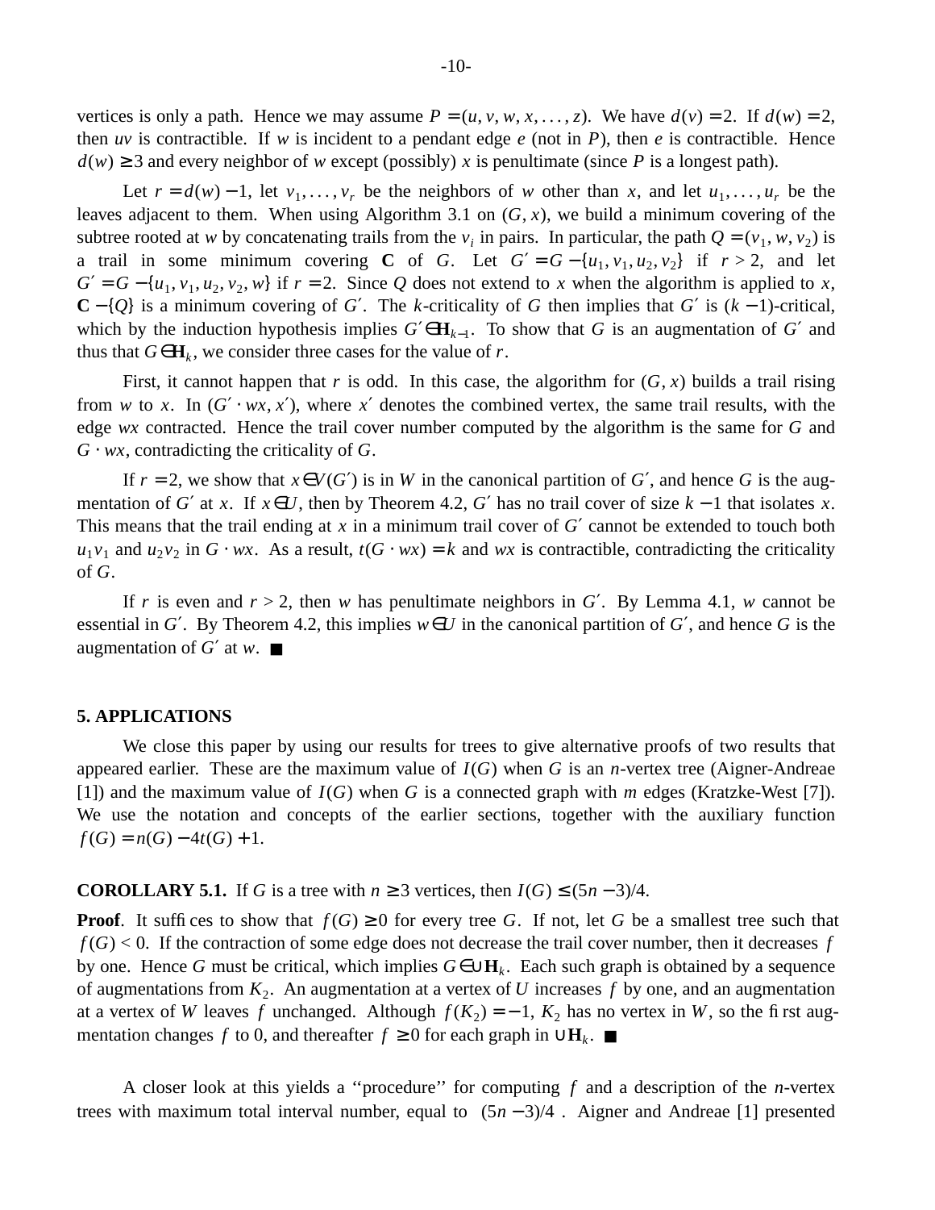vertices is only a path. Hence we may assume $P = (u, v, w, x, \ldots, z)$. We have $d(v) = 2$. If $d(w) = 2$, then $uv$ is contractible. If $w$ is incident to a pendant edge $e$ (not in $P$), then $e$ is contractible. Hence $d(w) \geq 3$ and every neighbor of $w$ except (possibly) $x$ is penultimate (since $P$ is a longest path).

Let $r = d(w) - 1$, let $v_1, \ldots, v_r$ be the neighbors of $w$ other than $x$, and let $u_1, \ldots, u_r$ be the leaves adjacent to them. When using Algorithm 3.1 on $(G, x)$, we build a minimum covering of the subtree rooted at $w$ by concatenating trails from the $v_i$ in pairs. In particular, the path $Q = (v_1, w, v_2)$ is a trail in some minimum covering $\mathbf{C}$ of $G$. Let $G' = G - \{u_1, v_1, u_2, v_2\}$ if $r > 2$, and let $G' = G - \{u_1, v_1, u_2, v_2, w\}$ if $r = 2$. Since $Q$ does not extend to $x$ when the algorithm is applied to $x$, $\mathbf{C} - \{Q\}$ is a minimum covering of $G'$. The $k$-criticality of $G$ then implies that $G'$ is $(k-1)$-critical, which by the induction hypothesis implies $G' \in \mathbf{H}_{k-1}$. To show that $G$ is an augmentation of $G'$ and thus that $G \in \mathbf{H}_k$, we consider three cases for the value of $r$.

First, it cannot happen that $r$ is odd. In this case, the algorithm for $(G, x)$ builds a trail rising from $w$ to $x$. In $(G' \cdot wx, x')$, where $x'$ denotes the combined vertex, the same trail results, with the edge $wx$ contracted. Hence the trail cover number computed by the algorithm is the same for $G$ and $G \cdot wx$, contradicting the criticality of $G$.

If $r = 2$, we show that $x \in V(G')$ is in $W$ in the canonical partition of $G'$, and hence $G$ is the augmentation of $G'$ at $x$. If $x \in U$, then by Theorem 4.2, $G'$ has no trail cover of size $k - 1$ that isolates $x$. This means that the trail ending at $x$ in a minimum trail cover of $G'$ cannot be extended to touch both $u_1 v_1$ and $u_2 v_2$ in $G \cdot wx$. As a result, $t(G \cdot wx) = k$ and $wx$ is contractible, contradicting the criticality of $G$.

If $r$ is even and $r > 2$, then $w$ has penultimate neighbors in $G'$. By Lemma 4.1, $w$ cannot be essential in $G'$. By Theorem 4.2, this implies $w \in U$ in the canonical partition of $G'$, and hence $G$ is the augmentation of $G'$ at $w$. ■

## 5. APPLICATIONS

We close this paper by using our results for trees to give alternative proofs of two results that appeared earlier. These are the maximum value of $I(G)$ when $G$ is an $n$-vertex tree (Aigner-Andreae [1]) and the maximum value of $I(G)$ when $G$ is a connected graph with $m$ edges (Kratzke-West [7]). We use the notation and concepts of the earlier sections, together with the auxiliary function $f(G) = n(G) - 4t(G) + 1$.

**COROLLARY 5.1.** If $G$ is a tree with $n \geq 3$ vertices, then $I(G) \leq (5n - 3)/4$.

**Proof**. It suffices to show that $f(G) \geq 0$ for every tree $G$. If not, let $G$ be a smallest tree such that $f(G) < 0$. If the contraction of some edge does not decrease the trail cover number, then it decreases $f$ by one. Hence $G$ must be critical, which implies $G \in \cup \mathbf{H}_k$. Each such graph is obtained by a sequence of augmentations from $K_2$. An augmentation at a vertex of $U$ increases $f$ by one, and an augmentation at a vertex of $W$ leaves $f$ unchanged. Although $f(K_2) = -1$, $K_2$ has no vertex in $W$, so the first augmentation changes $f$ to 0, and thereafter $f \geq 0$ for each graph in $\cup \mathbf{H}_k$. ■

A closer look at this yields a ''procedure'' for computing $f$ and a description of the $n$-vertex trees with maximum total interval number, equal to $\lfloor (5n - 3)/4 \rfloor$. Aigner and Andreae [1] presented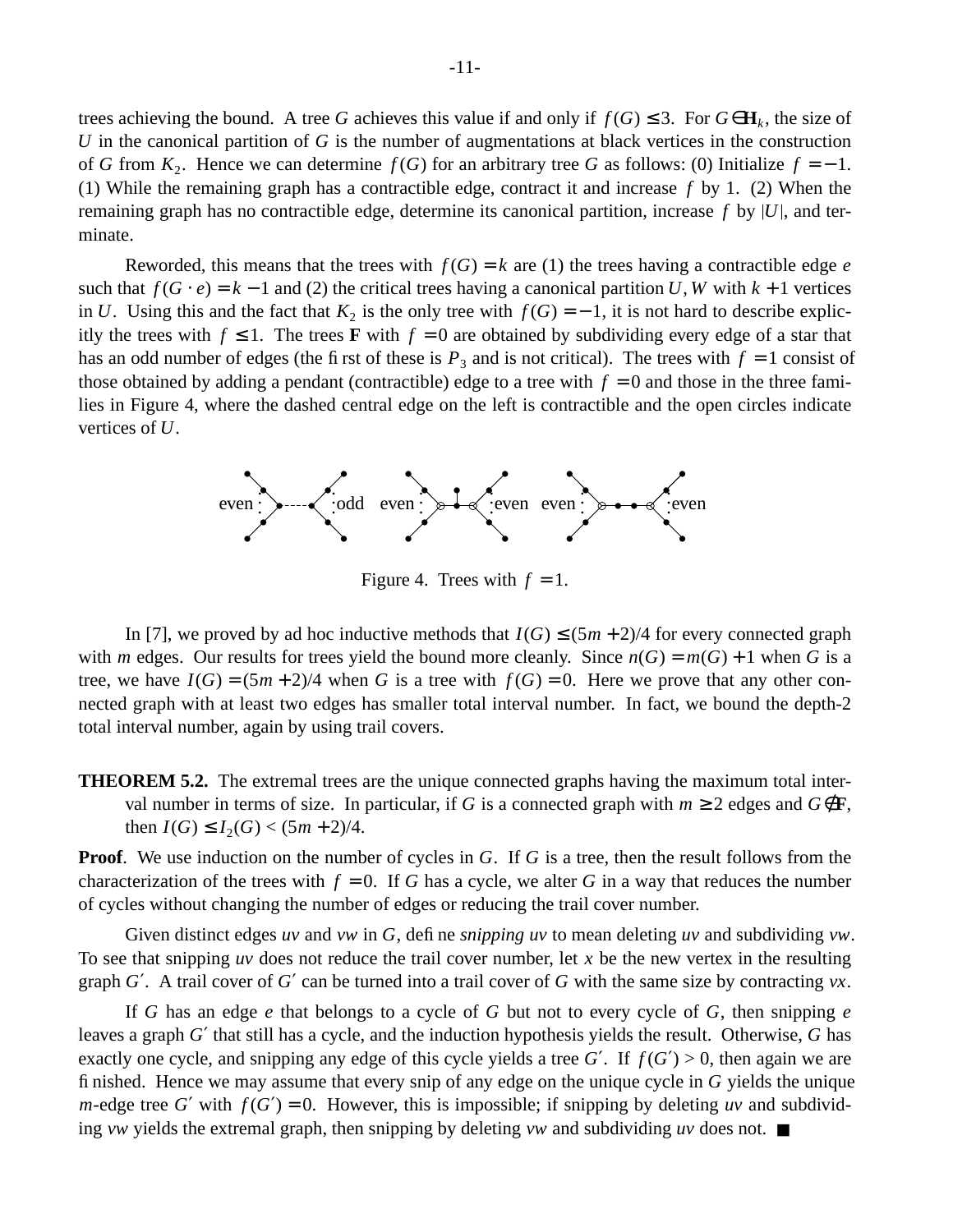trees achieving the bound. A tree $G$ achieves this value if and only if $f(G) \le 3$. For $G \in \mathbf{H}_k$, the size of $U$ in the canonical partition of $G$ is the number of augmentations at black vertices in the construction of $G$ from $K_2$. Hence we can determine $f(G)$ for an arbitrary tree $G$ as follows: (0) Initialize $f = -1$. (1) While the remaining graph has a contractible edge, contract it and increase $f$ by 1. (2) When the remaining graph has no contractible edge, determine its canonical partition, increase $f$ by $|U|$, and terminate.

Reworded, this means that the trees with $f(G) = k$ are (1) the trees having a contractible edge $e$ such that $f(G \cdot e) = k - 1$ and (2) the critical trees having a canonical partition $U, W$ with $k + 1$ vertices in $U$. Using this and the fact that $K_2$ is the only tree with $f(G) = -1$, it is not hard to describe explicitly the trees with $f \le 1$. The trees $\mathbf{F}$ with $f = 0$ are obtained by subdividing every edge of a star that has an odd number of edges (the first of these is $P_3$ and is not critical). The trees with $f = 1$ consist of those obtained by adding a pendant (contractible) edge to a tree with $f = 0$ and those in the three families in Figure 4, where the dashed central edge on the left is contractible and the open circles indicate vertices of $U$.

even odd even even even even

Figure 4. Trees with $f = 1$.

In [7], we proved by ad hoc inductive methods that $I(G) \le (5m + 2)/4$ for every connected graph with $m$ edges. Our results for trees yield the bound more cleanly. Since $n(G) = m(G) + 1$ when $G$ is a tree, we have $I(G) = (5m + 2)/4$ when $G$ is a tree with $f(G) = 0$. Here we prove that any other connected graph with at least two edges has smaller total interval number. In fact, we bound the depth-2 total interval number, again by using trail covers.

**THEOREM 5.2.** The extremal trees are the unique connected graphs having the maximum total interval number in terms of size. In particular, if $G$ is a connected graph with $m \ge 2$ edges and $G \notin \mathbf{F}$, then $I(G) \le I_2(G) < (5m + 2)/4$.

**Proof**. We use induction on the number of cycles in $G$. If $G$ is a tree, then the result follows from the characterization of the trees with $f = 0$. If $G$ has a cycle, we alter $G$ in a way that reduces the number of cycles without changing the number of edges or reducing the trail cover number.

Given distinct edges $uv$ and $vw$ in $G$, define *snipping* $uv$ to mean deleting $uv$ and subdividing $vw$. To see that snipping $uv$ does not reduce the trail cover number, let $x$ be the new vertex in the resulting graph $G'$. A trail cover of $G'$ can be turned into a trail cover of $G$ with the same size by contracting $vx$.

If $G$ has an edge $e$ that belongs to a cycle of $G$ but not to every cycle of $G$, then snipping $e$ leaves a graph $G'$ that still has a cycle, and the induction hypothesis yields the result. Otherwise, $G$ has exactly one cycle, and snipping any edge of this cycle yields a tree $G'$. If $f(G') > 0$, then again we are finished. Hence we may assume that every snip of any edge on the unique cycle in $G$ yields the unique $m$-edge tree $G'$ with $f(G') = 0$. However, this is impossible; if snipping by deleting $uv$ and subdividing $vw$ yields the extremal graph, then snipping by deleting $vw$ and subdividing $uv$ does not. ■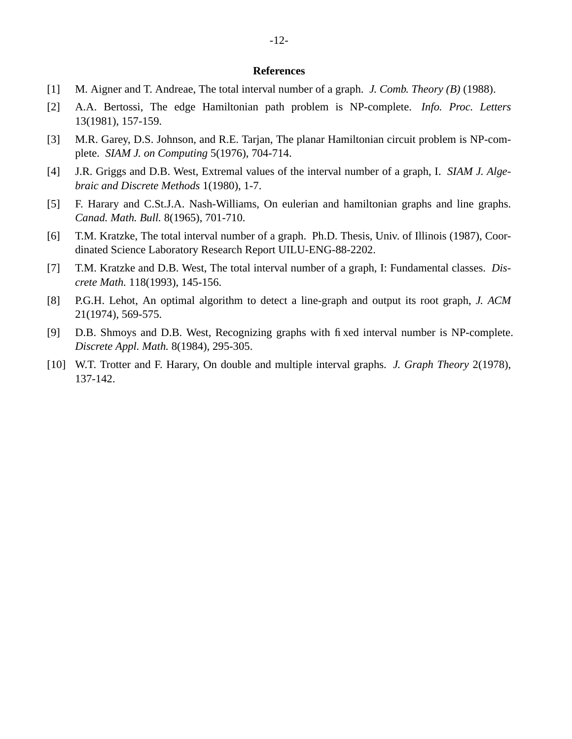## References

[1] M. Aigner and T. Andreae, The total interval number of a graph. *J. Comb. Theory (B)* (1988).

[2] A.A. Bertossi, The edge Hamiltonian path problem is NP-complete. *Info. Proc. Letters* 13(1981), 157-159.

[3] M.R. Garey, D.S. Johnson, and R.E. Tarjan, The planar Hamiltonian circuit problem is NP-complete. *SIAM J. on Computing* 5(1976), 704-714.

[4] J.R. Griggs and D.B. West, Extremal values of the interval number of a graph, I. *SIAM J. Algebraic and Discrete Methods* 1(1980), 1-7.

[5] F. Harary and C.St.J.A. Nash-Williams, On eulerian and hamiltonian graphs and line graphs. *Canad. Math. Bull.* 8(1965), 701-710.

[6] T.M. Kratzke, The total interval number of a graph. Ph.D. Thesis, Univ. of Illinois (1987), Coordinated Science Laboratory Research Report UILU-ENG-88-2202.

[7] T.M. Kratzke and D.B. West, The total interval number of a graph, I: Fundamental classes. *Discrete Math.* 118(1993), 145-156.

[8] P.G.H. Lehot, An optimal algorithm to detect a line-graph and output its root graph, *J. ACM* 21(1974), 569-575.

[9] D.B. Shmoys and D.B. West, Recognizing graphs with fixed interval number is NP-complete. *Discrete Appl. Math.* 8(1984), 295-305.

[10] W.T. Trotter and F. Harary, On double and multiple interval graphs. *J. Graph Theory* 2(1978), 137-142.